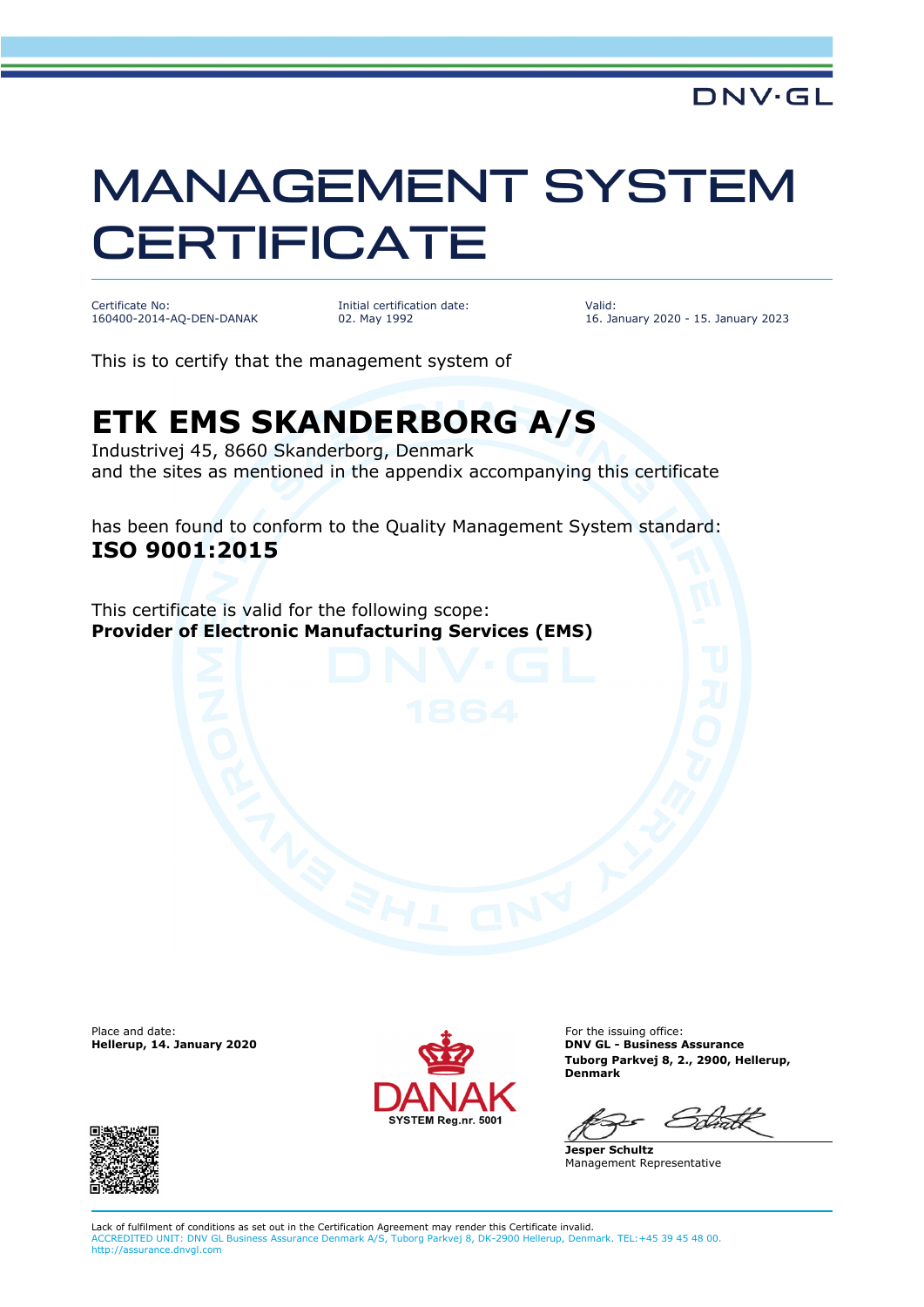DNV·GL

# MANAGEMENT SYSTEM CERTIFICATE

| Certificate No: | Initial certification date: | Valid: |
| --- | --- | --- |
| 160400-2014-AQ-DEN-DANAK | 02. May 1992 | 16. January 2020 - 15. January 2023 |

This is to certify that the management system of

## ETK EMS SKANDERBORG A/S

Industrivej 45, 8660 Skanderborg, Denmark
and the sites as mentioned in the appendix accompanying this certificate

has been found to conform to the Quality Management System standard:
**ISO 9001:2015**

This certificate is valid for the following scope:
**Provider of Electronic Manufacturing Services (EMS)**

Place and date:
**Hellerup, 14. January 2020**

DANAK
SYSTEM Reg.nr. 5001

For the issuing office:
**DNV GL - Business Assurance**
**Tuborg Parkvej 8, 2., 2900, Hellerup, Denmark**

**Jesper Schultz**
Management Representative

Lack of fulfilment of conditions as set out in the Certification Agreement may render this Certificate invalid.
ACCREDITED UNIT: DNV GL Business Assurance Denmark A/S, Tuborg Parkvej 8, DK-2900 Hellerup, Denmark. TEL:+45 39 45 48 00. http://assurance.dnvgl.com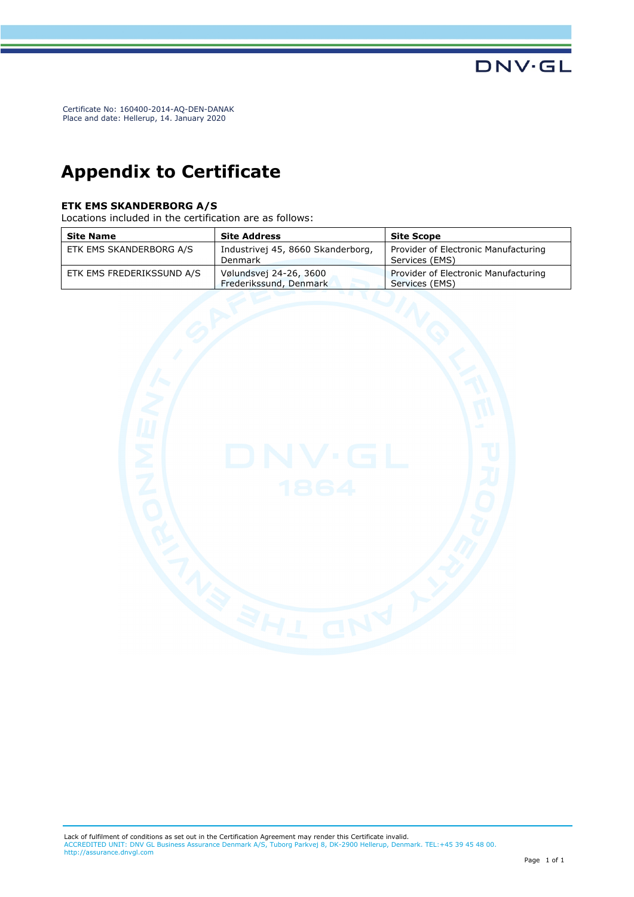Certificate No: 160400-2014-AQ-DEN-DANAK
Place and date: Hellerup, 14. January 2020

# Appendix to Certificate

**ETK EMS SKANDERBORG A/S**
Locations included in the certification are as follows:

| Site Name | Site Address | Site Scope |
| --- | --- | --- |
| ETK EMS SKANDERBORG A/S | Industrivej 45, 8660 Skanderborg, Denmark | Provider of Electronic Manufacturing Services (EMS) |
| ETK EMS FREDERIKSSUND A/S | Vølundsvej 24-26, 3600 Frederikssund, Denmark | Provider of Electronic Manufacturing Services (EMS) |

Lack of fulfilment of conditions as set out in the Certification Agreement may render this Certificate invalid.
ACCREDITED UNIT: DNV GL Business Assurance Denmark A/S, Tuborg Parkvej 8, DK-2900 Hellerup, Denmark. TEL:+45 39 45 48 00.
http://assurance.dnvgl.com